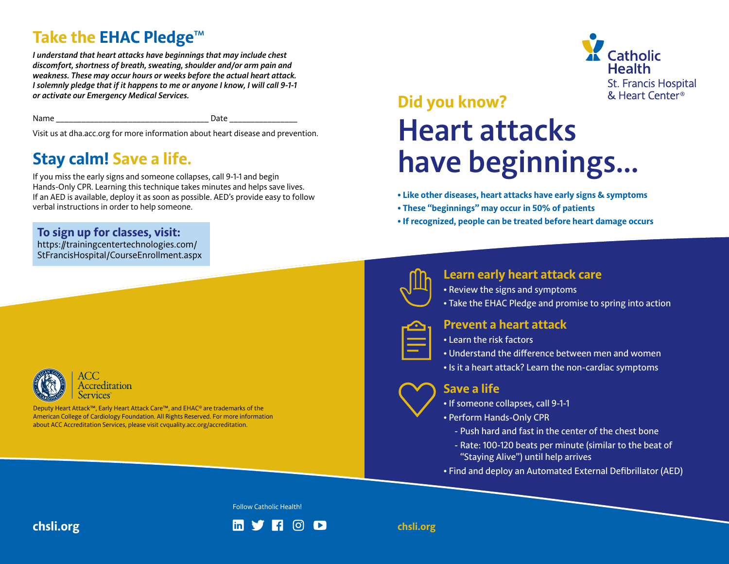## Take the EHAC Pledge™

*I understand that heart attacks have beginnings that may include chest discomfort, shortness of breath, sweating, shoulder and/or arm pain and weakness. These may occur hours or weeks before the actual heart attack. I solemnly pledge that if it happens to me or anyone I know, I will call 9-1-1 or activate our Emergency Medical Services.*

Name ___________________________________ Date ________________

Visit us at dha.acc.org for more information about heart disease and prevention.

## Stay calm! Save a life.

If you miss the early signs and someone collapses, call 9-1-1 and begin Hands-Only CPR. Learning this technique takes minutes and helps save lives. If an AED is available, deploy it as soon as possible. AED's provide easy to follow verbal instructions in order to help someone.

**To sign up for classes, visit:**
https://trainingcentertechnologies.com/StFrancisHospital/CourseEnrollment.aspx

ACC Accreditation Services

Deputy Heart Attack™, Early Heart Attack Care™, and EHAC® are trademarks of the American College of Cardiology Foundation. All Rights Reserved. For more information about ACC Accreditation Services, please visit cvquality.acc.org/accreditation.

chsli.org

Follow Catholic Health!

Catholic Health
St. Francis Hospital & Heart Center®

### Did you know?

# Heart attacks have beginnings...

- **Like other diseases, heart attacks have early signs & symptoms**
- **These "beginnings" may occur in 50% of patients**
- **If recognized, people can be treated before heart damage occurs**

### Learn early heart attack care

- Review the signs and symptoms
- Take the EHAC Pledge and promise to spring into action

### Prevent a heart attack

- Learn the risk factors
- Understand the difference between men and women
- Is it a heart attack? Learn the non-cardiac symptoms

### Save a life

- If someone collapses, call 9-1-1
- Perform Hands-Only CPR
  - Push hard and fast in the center of the chest bone
  - Rate: 100-120 beats per minute (similar to the beat of "Staying Alive") until help arrives
- Find and deploy an Automated External Defibrillator (AED)

chsli.org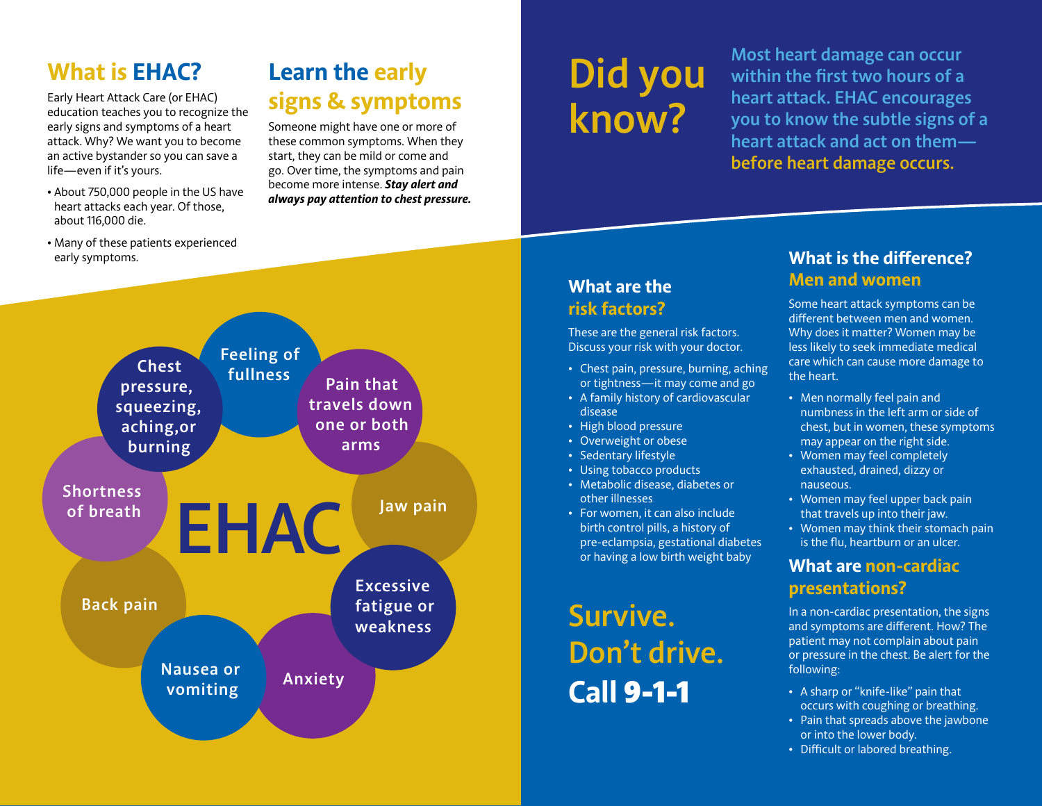## What is EHAC?

Early Heart Attack Care (or EHAC) education teaches you to recognize the early signs and symptoms of a heart attack. Why? We want you to become an active bystander so you can save a life—even if it's yours.

- About 750,000 people in the US have heart attacks each year. Of those, about 116,000 die.
- Many of these patients experienced early symptoms.

## Learn the early signs & symptoms

Someone might have one or more of these common symptoms. When they start, they can be mild or come and go. Over time, the symptoms and pain become more intense. ***Stay alert and always pay attention to chest pressure.***

EHAC

Chest pressure, squeezing, aching,or burning

Feeling of fullness

Pain that travels down one or both arms

Jaw pain

Excessive fatigue or weakness

Anxiety

Nausea or vomiting

Back pain

Shortness of breath

# Did you know?

Most heart damage can occur within the first two hours of a heart attack. EHAC encourages you to know the subtle signs of a heart attack and act on them—before heart damage occurs.

## What are the risk factors?

These are the general risk factors. Discuss your risk with your doctor.

- Chest pain, pressure, burning, aching or tightness—it may come and go
- A family history of cardiovascular disease
- High blood pressure
- Overweight or obese
- Sedentary lifestyle
- Using tobacco products
- Metabolic disease, diabetes or other illnesses
- For women, it can also include birth control pills, a history of pre-eclampsia, gestational diabetes or having a low birth weight baby

## Survive. Don't drive. Call 9-1-1

## What is the difference? Men and women

Some heart attack symptoms can be different between men and women. Why does it matter? Women may be less likely to seek immediate medical care which can cause more damage to the heart.

- Men normally feel pain and numbness in the left arm or side of chest, but in women, these symptoms may appear on the right side.
- Women may feel completely exhausted, drained, dizzy or nauseous.
- Women may feel upper back pain that travels up into their jaw.
- Women may think their stomach pain is the flu, heartburn or an ulcer.

## What are non-cardiac presentations?

In a non-cardiac presentation, the signs and symptoms are different. How? The patient may not complain about pain or pressure in the chest. Be alert for the following:

- A sharp or "knife-like" pain that occurs with coughing or breathing.
- Pain that spreads above the jawbone or into the lower body.
- Difficult or labored breathing.